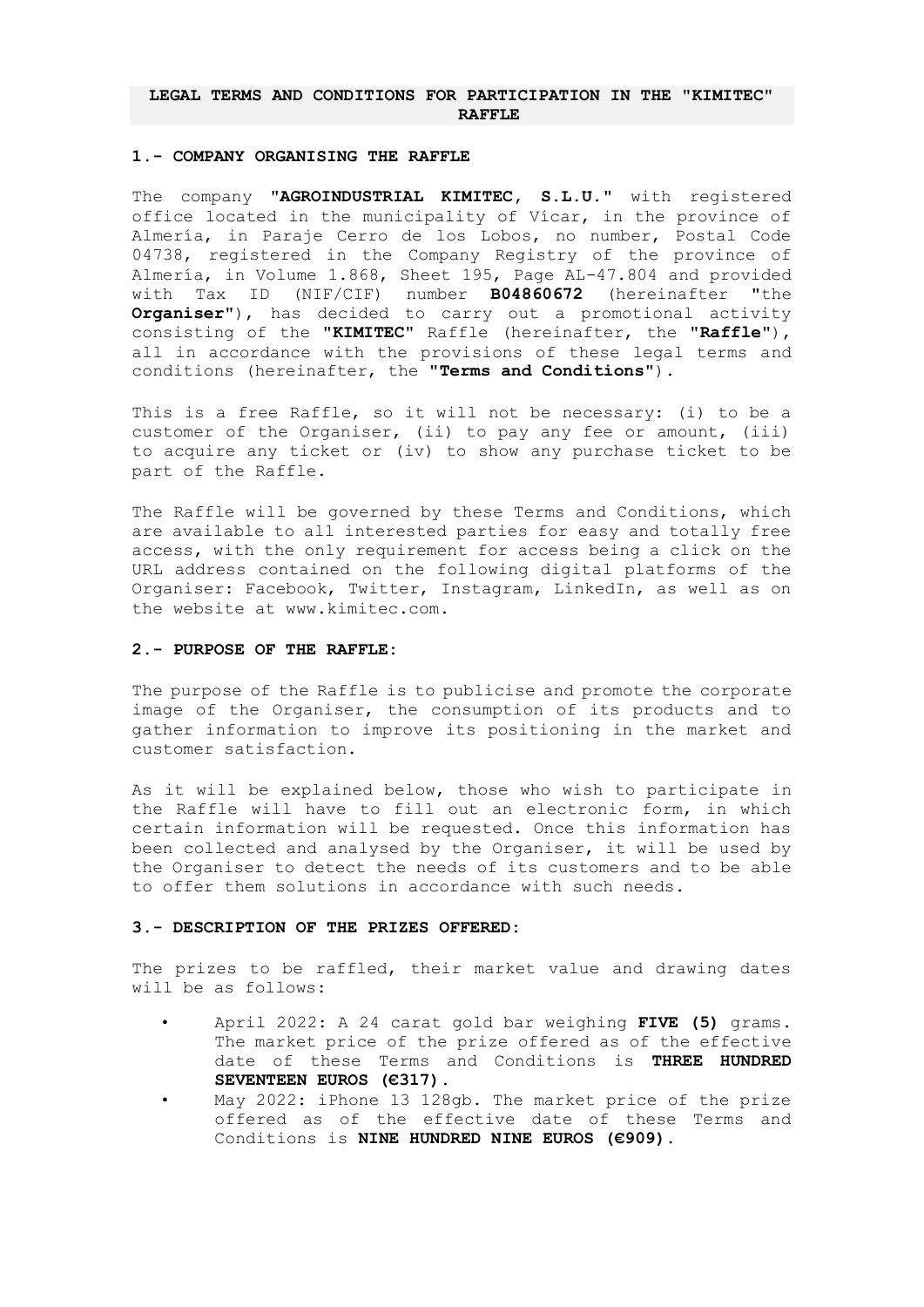# LEGAL TERMS AND CONDITIONS FOR PARTICIPATION IN THE "KIMITEC" RAFFLE

## 1.- COMPANY ORGANISING THE RAFFLE

The company "**AGROINDUSTRIAL KIMITEC, S.L.U.**" with registered office located in the municipality of Vícar, in the province of Almería, in Paraje Cerro de los Lobos, no number, Postal Code 04738, registered in the Company Registry of the province of Almería, in Volume 1.868, Sheet 195, Page AL-47.804 and provided with Tax ID (NIF/CIF) number **B04860672** (hereinafter "the **Organiser**"), has decided to carry out a promotional activity consisting of the "**KIMITEC**" Raffle (hereinafter, the "**Raffle**"), all in accordance with the provisions of these legal terms and conditions (hereinafter, the "**Terms and Conditions**").

This is a free Raffle, so it will not be necessary: (i) to be a customer of the Organiser, (ii) to pay any fee or amount, (iii) to acquire any ticket or (iv) to show any purchase ticket to be part of the Raffle.

The Raffle will be governed by these Terms and Conditions, which are available to all interested parties for easy and totally free access, with the only requirement for access being a click on the URL address contained on the following digital platforms of the Organiser: Facebook, Twitter, Instagram, LinkedIn, as well as on the website at www.kimitec.com.

## 2.- PURPOSE OF THE RAFFLE:

The purpose of the Raffle is to publicise and promote the corporate image of the Organiser, the consumption of its products and to gather information to improve its positioning in the market and customer satisfaction.

As it will be explained below, those who wish to participate in the Raffle will have to fill out an electronic form, in which certain information will be requested. Once this information has been collected and analysed by the Organiser, it will be used by the Organiser to detect the needs of its customers and to be able to offer them solutions in accordance with such needs.

## 3.- DESCRIPTION OF THE PRIZES OFFERED:

The prizes to be raffled, their market value and drawing dates will be as follows:

- April 2022: A 24 carat gold bar weighing **FIVE (5)** grams. The market price of the prize offered as of the effective date of these Terms and Conditions is **THREE HUNDRED SEVENTEEN EUROS (€317).**
- May 2022: iPhone 13 128gb. The market price of the prize offered as of the effective date of these Terms and Conditions is **NINE HUNDRED NINE EUROS (€909).**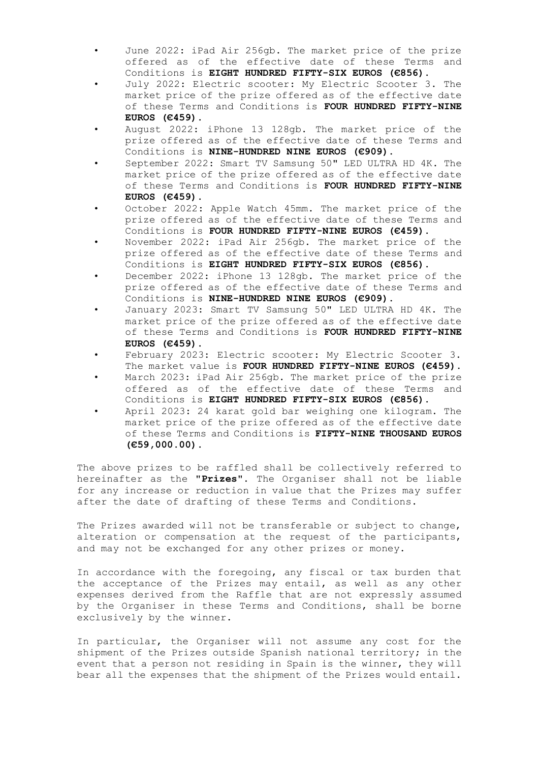- June 2022: iPad Air 256gb. The market price of the prize offered as of the effective date of these Terms and Conditions is **EIGHT HUNDRED FIFTY-SIX EUROS (€856).**
- July 2022: Electric scooter: My Electric Scooter 3. The market price of the prize offered as of the effective date of these Terms and Conditions is **FOUR HUNDRED FIFTY-NINE EUROS (€459).**
- August 2022: iPhone 13 128gb. The market price of the prize offered as of the effective date of these Terms and Conditions is **NINE-HUNDRED NINE EUROS (€909).**
- September 2022: Smart TV Samsung 50" LED ULTRA HD 4K. The market price of the prize offered as of the effective date of these Terms and Conditions is **FOUR HUNDRED FIFTY-NINE EUROS (€459).**
- October 2022: Apple Watch 45mm. The market price of the prize offered as of the effective date of these Terms and Conditions is **FOUR HUNDRED FIFTY-NINE EUROS (€459).**
- November 2022: iPad Air 256gb. The market price of the prize offered as of the effective date of these Terms and Conditions is **EIGHT HUNDRED FIFTY-SIX EUROS (€856).**
- December 2022: iPhone 13 128gb. The market price of the prize offered as of the effective date of these Terms and Conditions is **NINE-HUNDRED NINE EUROS (€909).**
- January 2023: Smart TV Samsung 50" LED ULTRA HD 4K. The market price of the prize offered as of the effective date of these Terms and Conditions is **FOUR HUNDRED FIFTY-NINE EUROS (€459).**
- February 2023: Electric scooter: My Electric Scooter 3. The market value is **FOUR HUNDRED FIFTY-NINE EUROS (€459).**
- March 2023: iPad Air 256gb. The market price of the prize offered as of the effective date of these Terms and Conditions is **EIGHT HUNDRED FIFTY-SIX EUROS (€856).**
- April 2023: 24 karat gold bar weighing one kilogram. The market price of the prize offered as of the effective date of these Terms and Conditions is **FIFTY-NINE THOUSAND EUROS (€59,000.00).**

The above prizes to be raffled shall be collectively referred to hereinafter as the "**Prizes**". The Organiser shall not be liable for any increase or reduction in value that the Prizes may suffer after the date of drafting of these Terms and Conditions.

The Prizes awarded will not be transferable or subject to change, alteration or compensation at the request of the participants, and may not be exchanged for any other prizes or money.

In accordance with the foregoing, any fiscal or tax burden that the acceptance of the Prizes may entail, as well as any other expenses derived from the Raffle that are not expressly assumed by the Organiser in these Terms and Conditions, shall be borne exclusively by the winner.

In particular, the Organiser will not assume any cost for the shipment of the Prizes outside Spanish national territory; in the event that a person not residing in Spain is the winner, they will bear all the expenses that the shipment of the Prizes would entail.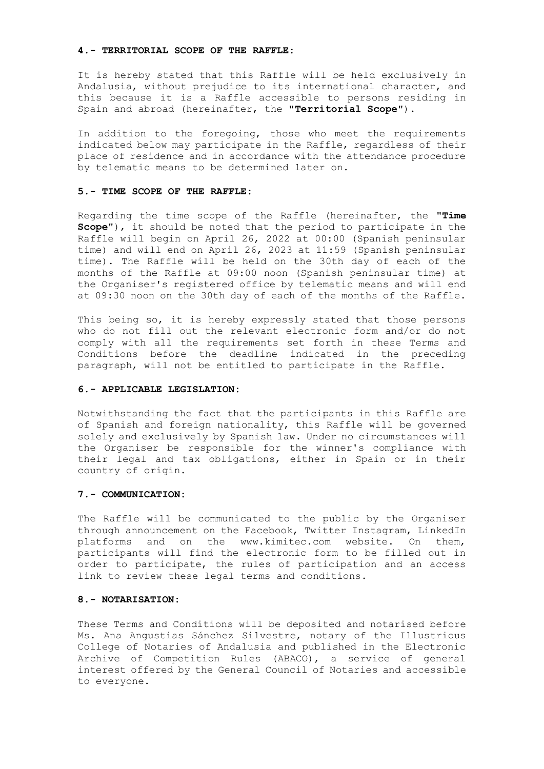**4.- TERRITORIAL SCOPE OF THE RAFFLE:**

It is hereby stated that this Raffle will be held exclusively in Andalusia, without prejudice to its international character, and this because it is a Raffle accessible to persons residing in Spain and abroad (hereinafter, the "**Territorial Scope**").

In addition to the foregoing, those who meet the requirements indicated below may participate in the Raffle, regardless of their place of residence and in accordance with the attendance procedure by telematic means to be determined later on.

**5.- TIME SCOPE OF THE RAFFLE:**

Regarding the time scope of the Raffle (hereinafter, the "**Time Scope**"), it should be noted that the period to participate in the Raffle will begin on April 26, 2022 at 00:00 (Spanish peninsular time) and will end on April 26, 2023 at 11:59 (Spanish peninsular time). The Raffle will be held on the 30th day of each of the months of the Raffle at 09:00 noon (Spanish peninsular time) at the Organiser's registered office by telematic means and will end at 09:30 noon on the 30th day of each of the months of the Raffle.

This being so, it is hereby expressly stated that those persons who do not fill out the relevant electronic form and/or do not comply with all the requirements set forth in these Terms and Conditions before the deadline indicated in the preceding paragraph, will not be entitled to participate in the Raffle.

**6.- APPLICABLE LEGISLATION:**

Notwithstanding the fact that the participants in this Raffle are of Spanish and foreign nationality, this Raffle will be governed solely and exclusively by Spanish law. Under no circumstances will the Organiser be responsible for the winner's compliance with their legal and tax obligations, either in Spain or in their country of origin.

**7.- COMMUNICATION:**

The Raffle will be communicated to the public by the Organiser through announcement on the Facebook, Twitter Instagram, LinkedIn platforms and on the www.kimitec.com website. On them, participants will find the electronic form to be filled out in order to participate, the rules of participation and an access link to review these legal terms and conditions.

**8.- NOTARISATION:**

These Terms and Conditions will be deposited and notarised before Ms. Ana Angustias Sánchez Silvestre, notary of the Illustrious College of Notaries of Andalusia and published in the Electronic Archive of Competition Rules (ABACO), a service of general interest offered by the General Council of Notaries and accessible to everyone.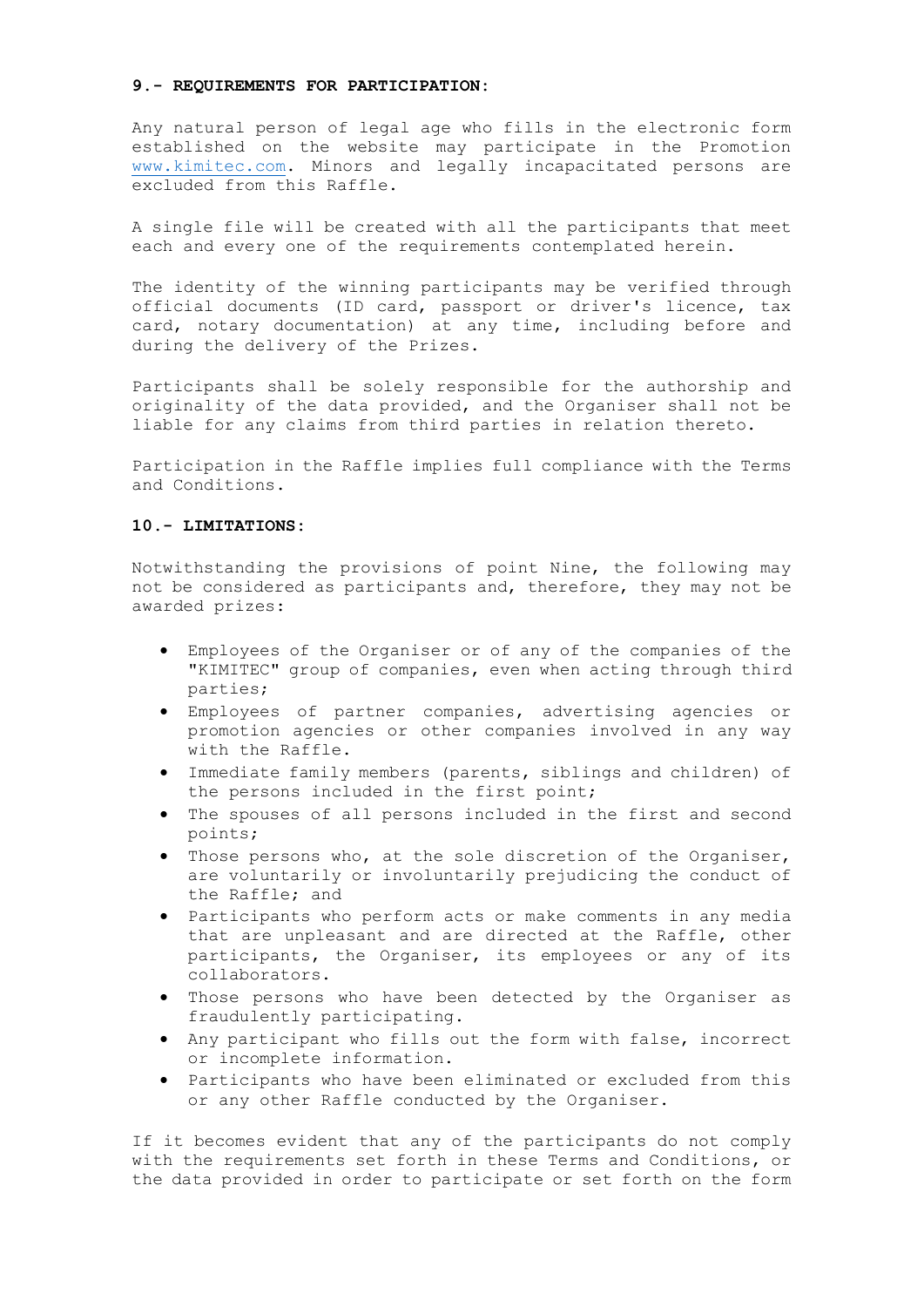**9.- REQUIREMENTS FOR PARTICIPATION:**

Any natural person of legal age who fills in the electronic form established on the website may participate in the Promotion www.kimitec.com. Minors and legally incapacitated persons are excluded from this Raffle.

A single file will be created with all the participants that meet each and every one of the requirements contemplated herein.

The identity of the winning participants may be verified through official documents (ID card, passport or driver's licence, tax card, notary documentation) at any time, including before and during the delivery of the Prizes.

Participants shall be solely responsible for the authorship and originality of the data provided, and the Organiser shall not be liable for any claims from third parties in relation thereto.

Participation in the Raffle implies full compliance with the Terms and Conditions.

**10.- LIMITATIONS:**

Notwithstanding the provisions of point Nine, the following may not be considered as participants and, therefore, they may not be awarded prizes:

- Employees of the Organiser or of any of the companies of the "KIMITEC" group of companies, even when acting through third parties;
- Employees of partner companies, advertising agencies or promotion agencies or other companies involved in any way with the Raffle.
- Immediate family members (parents, siblings and children) of the persons included in the first point;
- The spouses of all persons included in the first and second points;
- Those persons who, at the sole discretion of the Organiser, are voluntarily or involuntarily prejudicing the conduct of the Raffle; and
- Participants who perform acts or make comments in any media that are unpleasant and are directed at the Raffle, other participants, the Organiser, its employees or any of its collaborators.
- Those persons who have been detected by the Organiser as fraudulently participating.
- Any participant who fills out the form with false, incorrect or incomplete information.
- Participants who have been eliminated or excluded from this or any other Raffle conducted by the Organiser.

If it becomes evident that any of the participants do not comply with the requirements set forth in these Terms and Conditions, or the data provided in order to participate or set forth on the form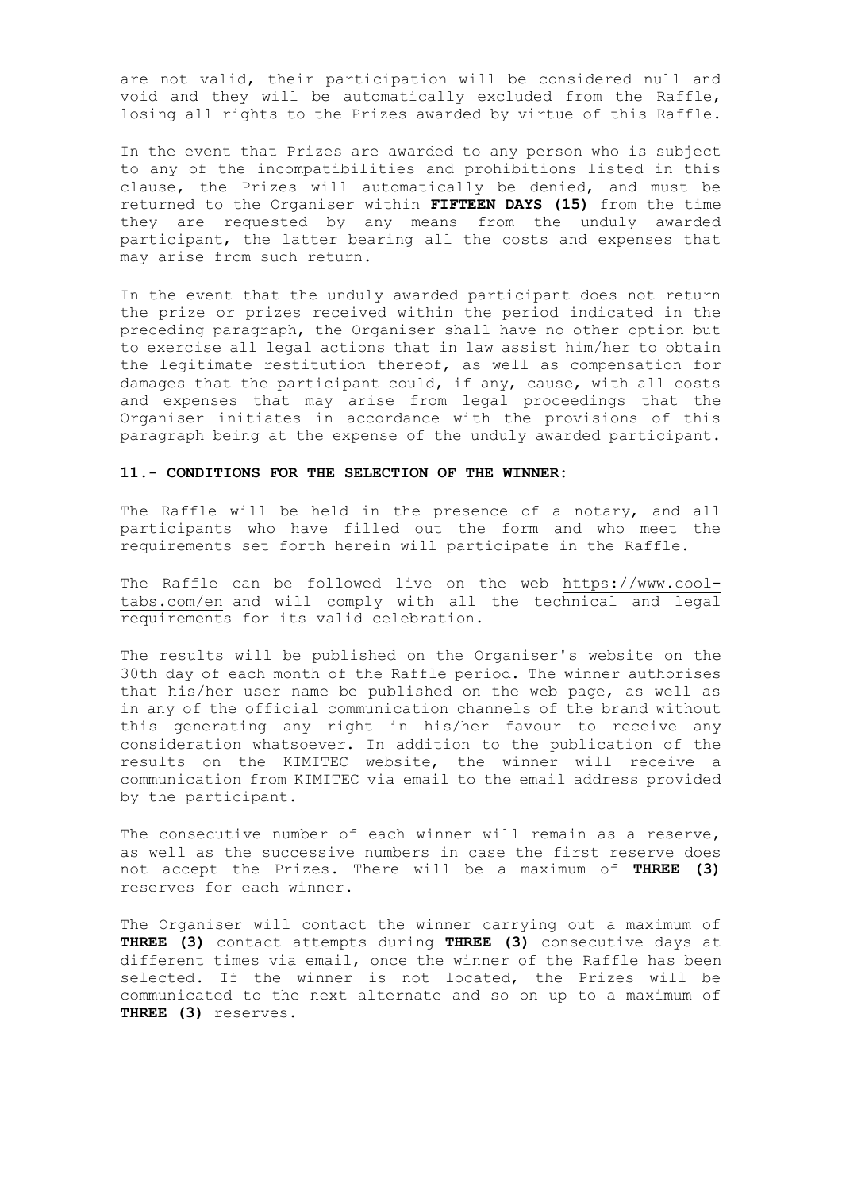are not valid, their participation will be considered null and void and they will be automatically excluded from the Raffle, losing all rights to the Prizes awarded by virtue of this Raffle.

In the event that Prizes are awarded to any person who is subject to any of the incompatibilities and prohibitions listed in this clause, the Prizes will automatically be denied, and must be returned to the Organiser within **FIFTEEN DAYS (15)** from the time they are requested by any means from the unduly awarded participant, the latter bearing all the costs and expenses that may arise from such return.

In the event that the unduly awarded participant does not return the prize or prizes received within the period indicated in the preceding paragraph, the Organiser shall have no other option but to exercise all legal actions that in law assist him/her to obtain the legitimate restitution thereof, as well as compensation for damages that the participant could, if any, cause, with all costs and expenses that may arise from legal proceedings that the Organiser initiates in accordance with the provisions of this paragraph being at the expense of the unduly awarded participant.

**11.- CONDITIONS FOR THE SELECTION OF THE WINNER:**

The Raffle will be held in the presence of a notary, and all participants who have filled out the form and who meet the requirements set forth herein will participate in the Raffle.

The Raffle can be followed live on the web https://www.cool-tabs.com/en and will comply with all the technical and legal requirements for its valid celebration.

The results will be published on the Organiser's website on the 30th day of each month of the Raffle period. The winner authorises that his/her user name be published on the web page, as well as in any of the official communication channels of the brand without this generating any right in his/her favour to receive any consideration whatsoever. In addition to the publication of the results on the KIMITEC website, the winner will receive a communication from KIMITEC via email to the email address provided by the participant.

The consecutive number of each winner will remain as a reserve, as well as the successive numbers in case the first reserve does not accept the Prizes. There will be a maximum of **THREE (3)** reserves for each winner.

The Organiser will contact the winner carrying out a maximum of **THREE (3)** contact attempts during **THREE (3)** consecutive days at different times via email, once the winner of the Raffle has been selected. If the winner is not located, the Prizes will be communicated to the next alternate and so on up to a maximum of **THREE (3)** reserves.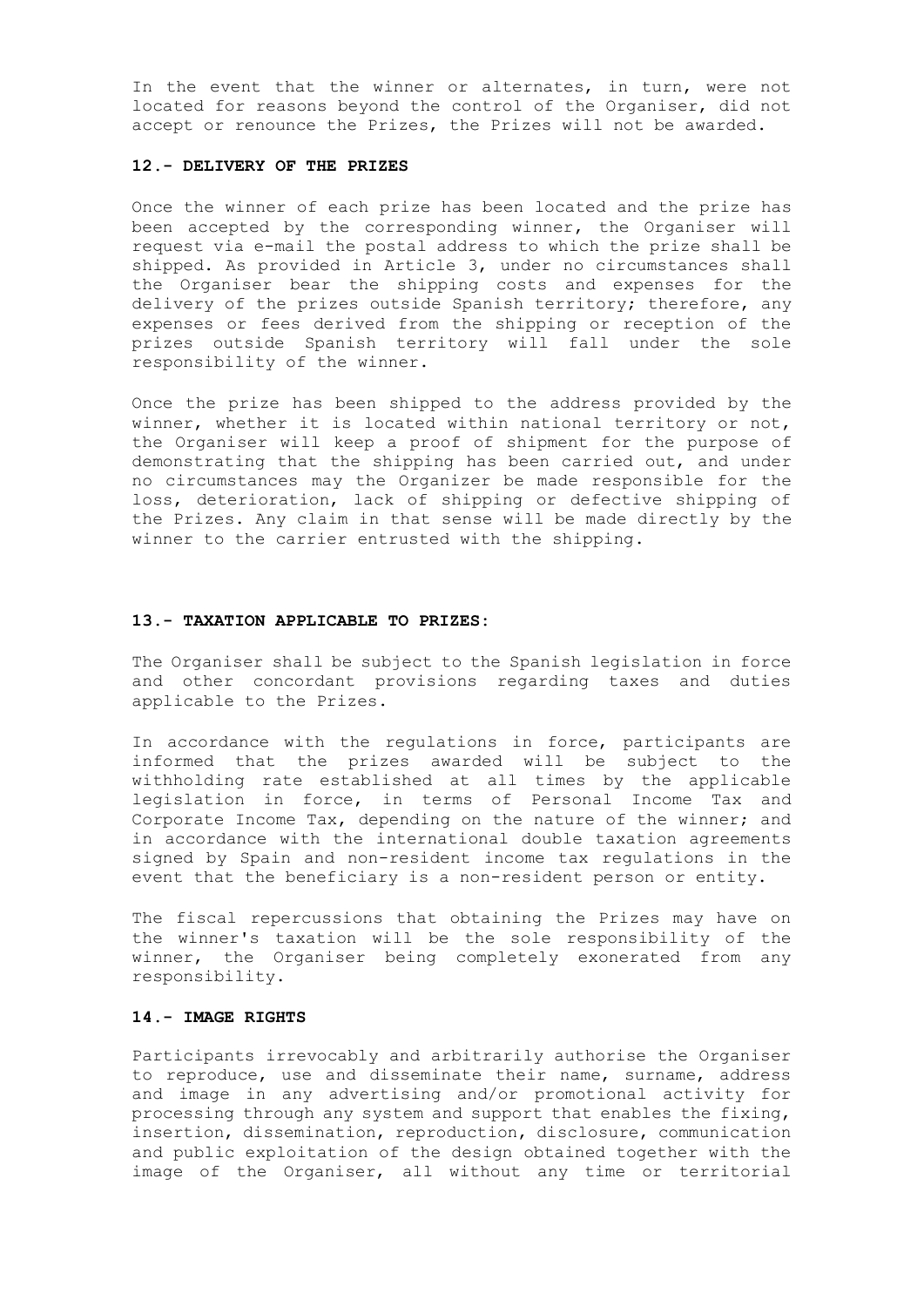In the event that the winner or alternates, in turn, were not located for reasons beyond the control of the Organiser, did not accept or renounce the Prizes, the Prizes will not be awarded.

## 12.- DELIVERY OF THE PRIZES

Once the winner of each prize has been located and the prize has been accepted by the corresponding winner, the Organiser will request via e-mail the postal address to which the prize shall be shipped. As provided in Article 3, under no circumstances shall the Organiser bear the shipping costs and expenses for the delivery of the prizes outside Spanish territory; therefore, any expenses or fees derived from the shipping or reception of the prizes outside Spanish territory will fall under the sole responsibility of the winner.

Once the prize has been shipped to the address provided by the winner, whether it is located within national territory or not, the Organiser will keep a proof of shipment for the purpose of demonstrating that the shipping has been carried out, and under no circumstances may the Organizer be made responsible for the loss, deterioration, lack of shipping or defective shipping of the Prizes. Any claim in that sense will be made directly by the winner to the carrier entrusted with the shipping.

## 13.- TAXATION APPLICABLE TO PRIZES:

The Organiser shall be subject to the Spanish legislation in force and other concordant provisions regarding taxes and duties applicable to the Prizes.

In accordance with the regulations in force, participants are informed that the prizes awarded will be subject to the withholding rate established at all times by the applicable legislation in force, in terms of Personal Income Tax and Corporate Income Tax, depending on the nature of the winner; and in accordance with the international double taxation agreements signed by Spain and non-resident income tax regulations in the event that the beneficiary is a non-resident person or entity.

The fiscal repercussions that obtaining the Prizes may have on the winner's taxation will be the sole responsibility of the winner, the Organiser being completely exonerated from any responsibility.

## 14.- IMAGE RIGHTS

Participants irrevocably and arbitrarily authorise the Organiser to reproduce, use and disseminate their name, surname, address and image in any advertising and/or promotional activity for processing through any system and support that enables the fixing, insertion, dissemination, reproduction, disclosure, communication and public exploitation of the design obtained together with the image of the Organiser, all without any time or territorial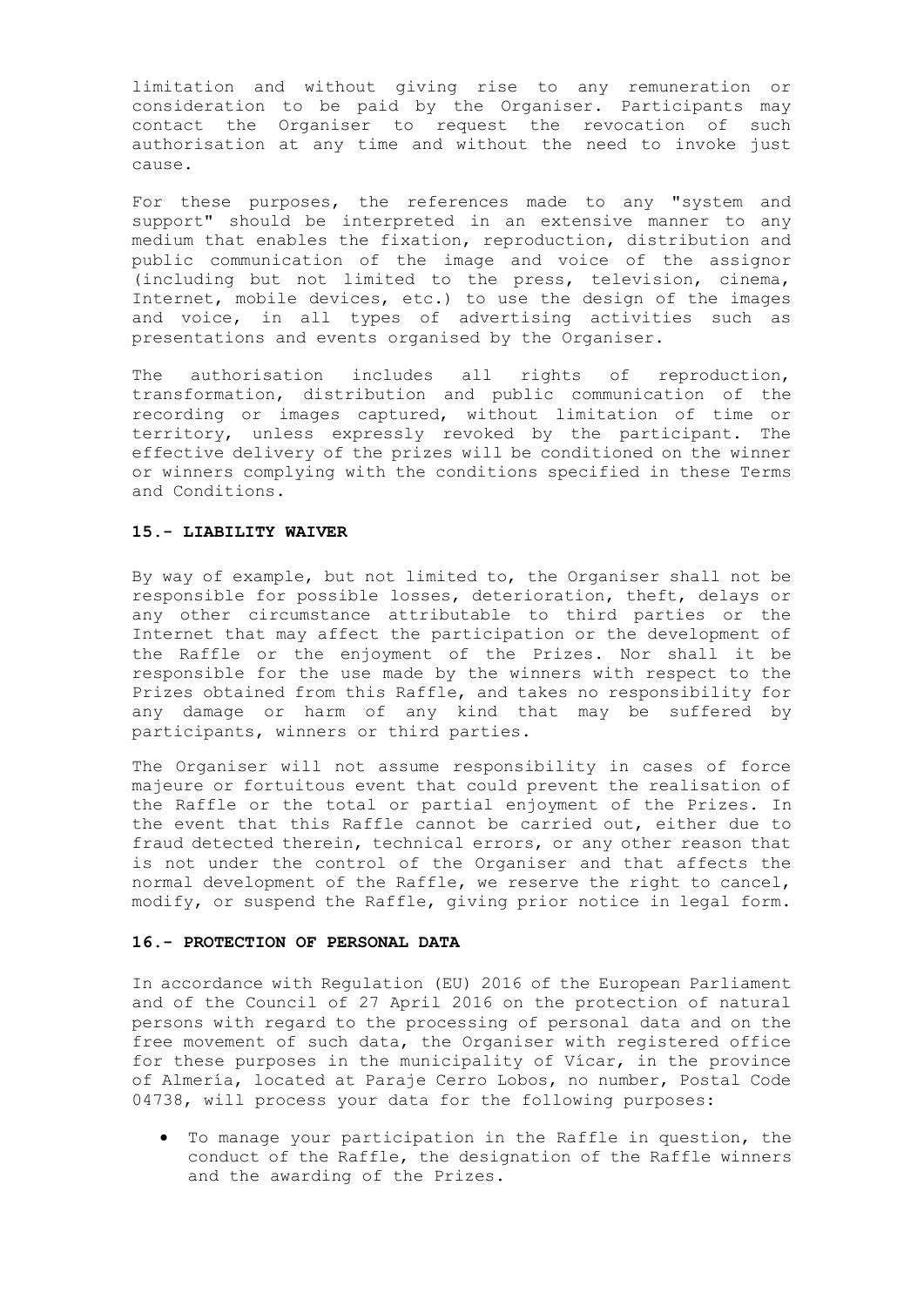limitation and without giving rise to any remuneration or consideration to be paid by the Organiser. Participants may contact the Organiser to request the revocation of such authorisation at any time and without the need to invoke just cause.

For these purposes, the references made to any "system and support" should be interpreted in an extensive manner to any medium that enables the fixation, reproduction, distribution and public communication of the image and voice of the assignor (including but not limited to the press, television, cinema, Internet, mobile devices, etc.) to use the design of the images and voice, in all types of advertising activities such as presentations and events organised by the Organiser.

The authorisation includes all rights of reproduction, transformation, distribution and public communication of the recording or images captured, without limitation of time or territory, unless expressly revoked by the participant. The effective delivery of the prizes will be conditioned on the winner or winners complying with the conditions specified in these Terms and Conditions.

**15.- LIABILITY WAIVER**

By way of example, but not limited to, the Organiser shall not be responsible for possible losses, deterioration, theft, delays or any other circumstance attributable to third parties or the Internet that may affect the participation or the development of the Raffle or the enjoyment of the Prizes. Nor shall it be responsible for the use made by the winners with respect to the Prizes obtained from this Raffle, and takes no responsibility for any damage or harm of any kind that may be suffered by participants, winners or third parties.

The Organiser will not assume responsibility in cases of force majeure or fortuitous event that could prevent the realisation of the Raffle or the total or partial enjoyment of the Prizes. In the event that this Raffle cannot be carried out, either due to fraud detected therein, technical errors, or any other reason that is not under the control of the Organiser and that affects the normal development of the Raffle, we reserve the right to cancel, modify, or suspend the Raffle, giving prior notice in legal form.

**16.- PROTECTION OF PERSONAL DATA**

In accordance with Regulation (EU) 2016 of the European Parliament and of the Council of 27 April 2016 on the protection of natural persons with regard to the processing of personal data and on the free movement of such data, the Organiser with registered office for these purposes in the municipality of Vícar, in the province of Almería, located at Paraje Cerro Lobos, no number, Postal Code 04738, will process your data for the following purposes:

- To manage your participation in the Raffle in question, the conduct of the Raffle, the designation of the Raffle winners and the awarding of the Prizes.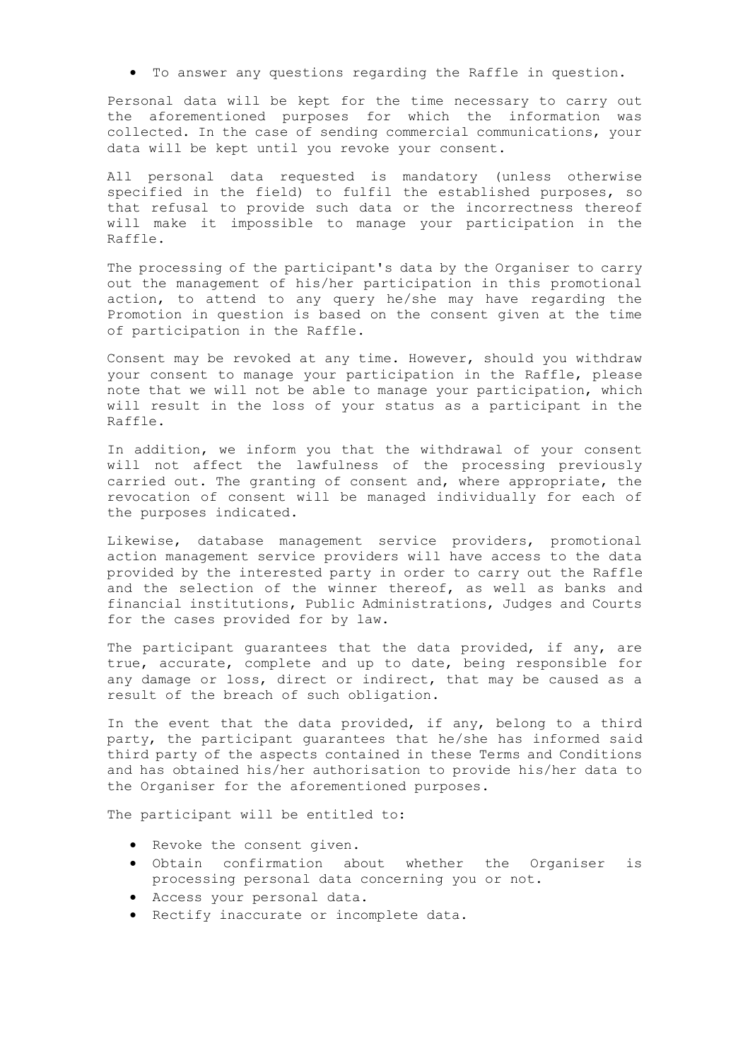- To answer any questions regarding the Raffle in question.

Personal data will be kept for the time necessary to carry out the aforementioned purposes for which the information was collected. In the case of sending commercial communications, your data will be kept until you revoke your consent.

All personal data requested is mandatory (unless otherwise specified in the field) to fulfil the established purposes, so that refusal to provide such data or the incorrectness thereof will make it impossible to manage your participation in the Raffle.

The processing of the participant's data by the Organiser to carry out the management of his/her participation in this promotional action, to attend to any query he/she may have regarding the Promotion in question is based on the consent given at the time of participation in the Raffle.

Consent may be revoked at any time. However, should you withdraw your consent to manage your participation in the Raffle, please note that we will not be able to manage your participation, which will result in the loss of your status as a participant in the Raffle.

In addition, we inform you that the withdrawal of your consent will not affect the lawfulness of the processing previously carried out. The granting of consent and, where appropriate, the revocation of consent will be managed individually for each of the purposes indicated.

Likewise, database management service providers, promotional action management service providers will have access to the data provided by the interested party in order to carry out the Raffle and the selection of the winner thereof, as well as banks and financial institutions, Public Administrations, Judges and Courts for the cases provided for by law.

The participant guarantees that the data provided, if any, are true, accurate, complete and up to date, being responsible for any damage or loss, direct or indirect, that may be caused as a result of the breach of such obligation.

In the event that the data provided, if any, belong to a third party, the participant guarantees that he/she has informed said third party of the aspects contained in these Terms and Conditions and has obtained his/her authorisation to provide his/her data to the Organiser for the aforementioned purposes.

The participant will be entitled to:

- Revoke the consent given.
- Obtain confirmation about whether the Organiser is processing personal data concerning you or not.
- Access your personal data.
- Rectify inaccurate or incomplete data.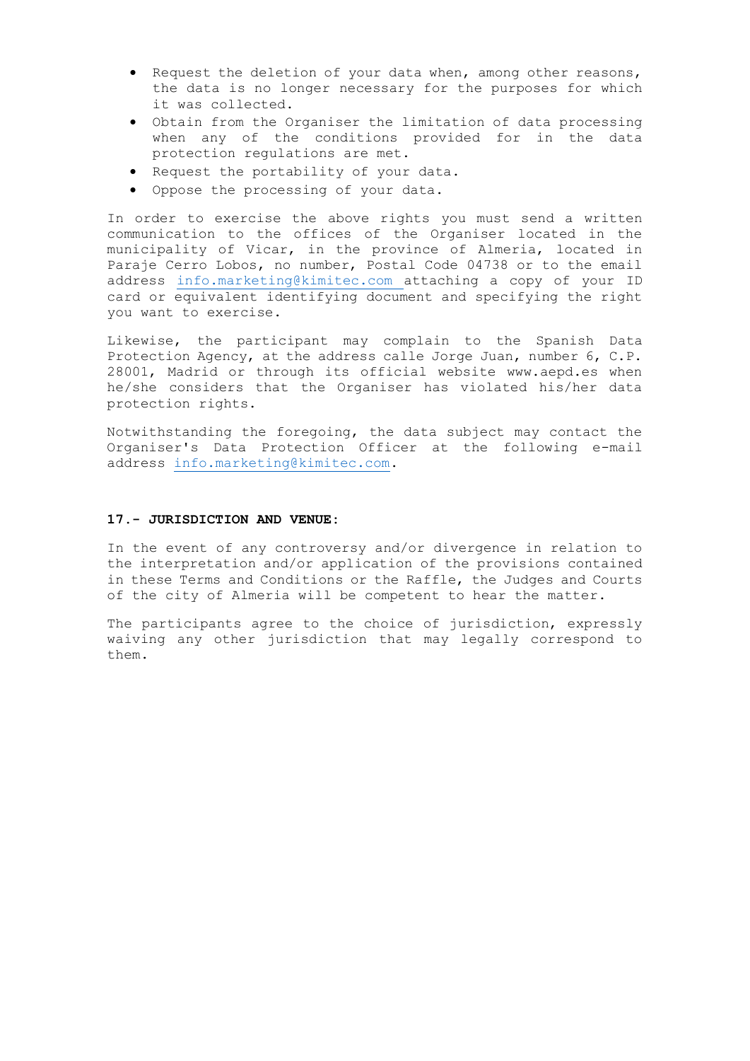- Request the deletion of your data when, among other reasons, the data is no longer necessary for the purposes for which it was collected.
- Obtain from the Organiser the limitation of data processing when any of the conditions provided for in the data protection regulations are met.
- Request the portability of your data.
- Oppose the processing of your data.

In order to exercise the above rights you must send a written communication to the offices of the Organiser located in the municipality of Vicar, in the province of Almeria, located in Paraje Cerro Lobos, no number, Postal Code 04738 or to the email address info.marketing@kimitec.com attaching a copy of your ID card or equivalent identifying document and specifying the right you want to exercise.

Likewise, the participant may complain to the Spanish Data Protection Agency, at the address calle Jorge Juan, number 6, C.P. 28001, Madrid or through its official website www.aepd.es when he/she considers that the Organiser has violated his/her data protection rights.

Notwithstanding the foregoing, the data subject may contact the Organiser's Data Protection Officer at the following e-mail address info.marketing@kimitec.com.

**17.- JURISDICTION AND VENUE:**

In the event of any controversy and/or divergence in relation to the interpretation and/or application of the provisions contained in these Terms and Conditions or the Raffle, the Judges and Courts of the city of Almeria will be competent to hear the matter.

The participants agree to the choice of jurisdiction, expressly waiving any other jurisdiction that may legally correspond to them.